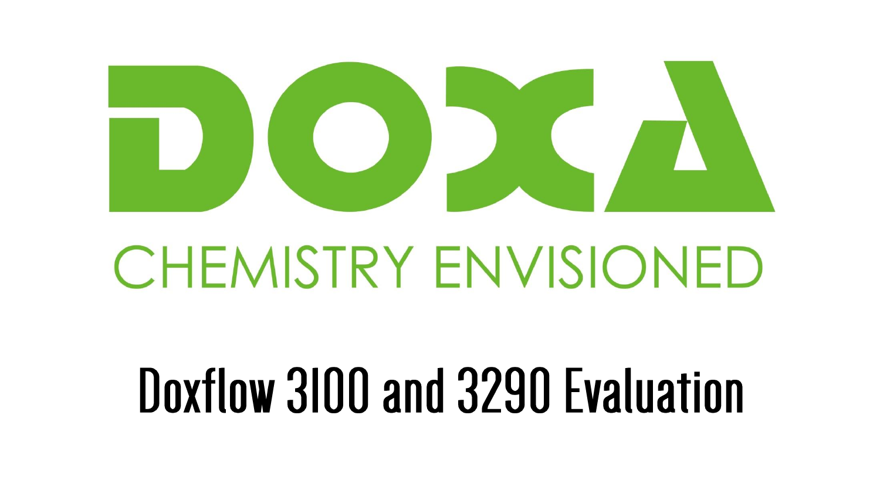# DOXA

CHEMISTRY ENVISIONED

# Doxflow 3100 and 3290 Evaluation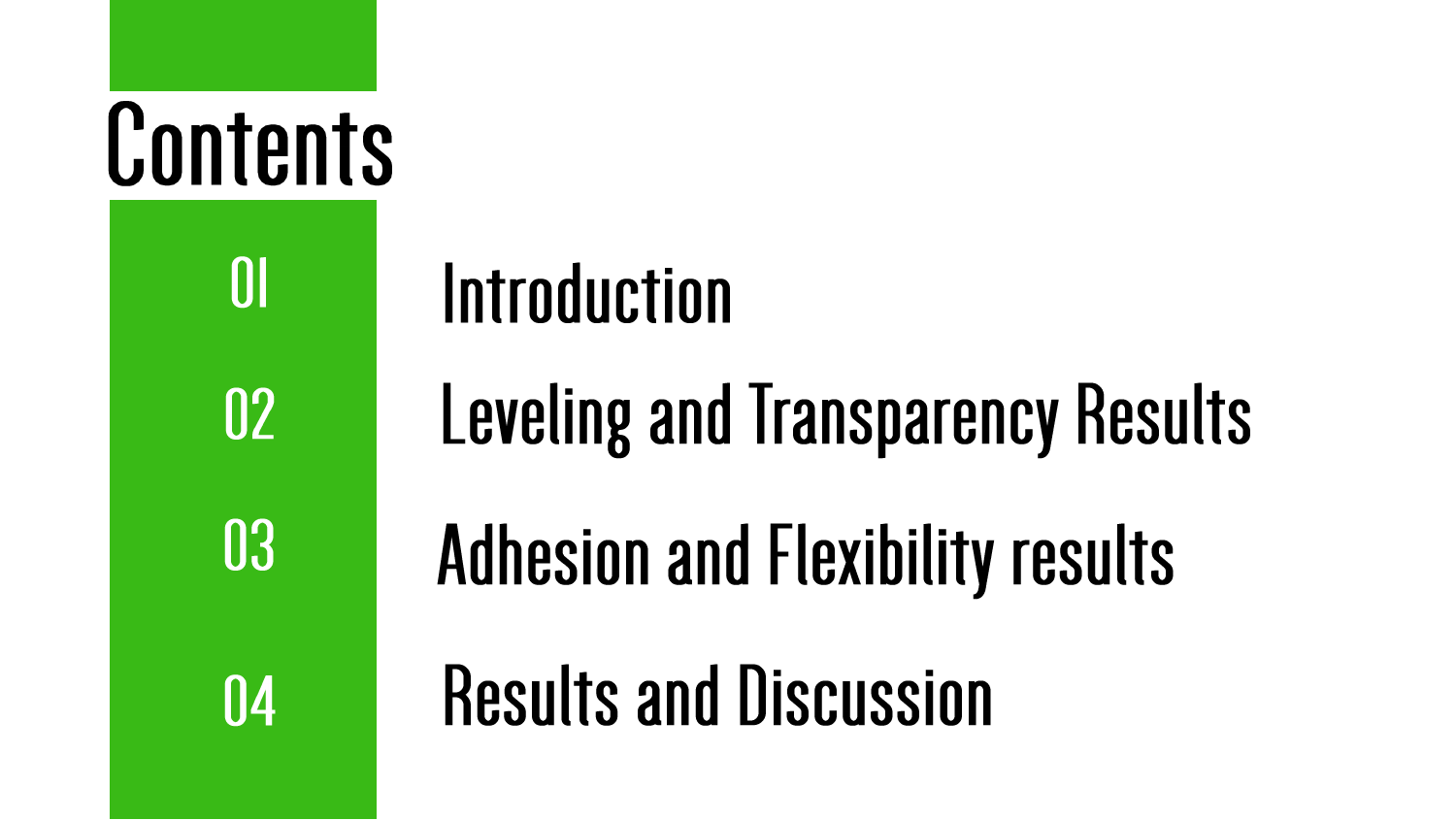# Contents

01 Introduction

02 Leveling and Transparency Results

03 Adhesion and Flexibility results

04 Results and Discussion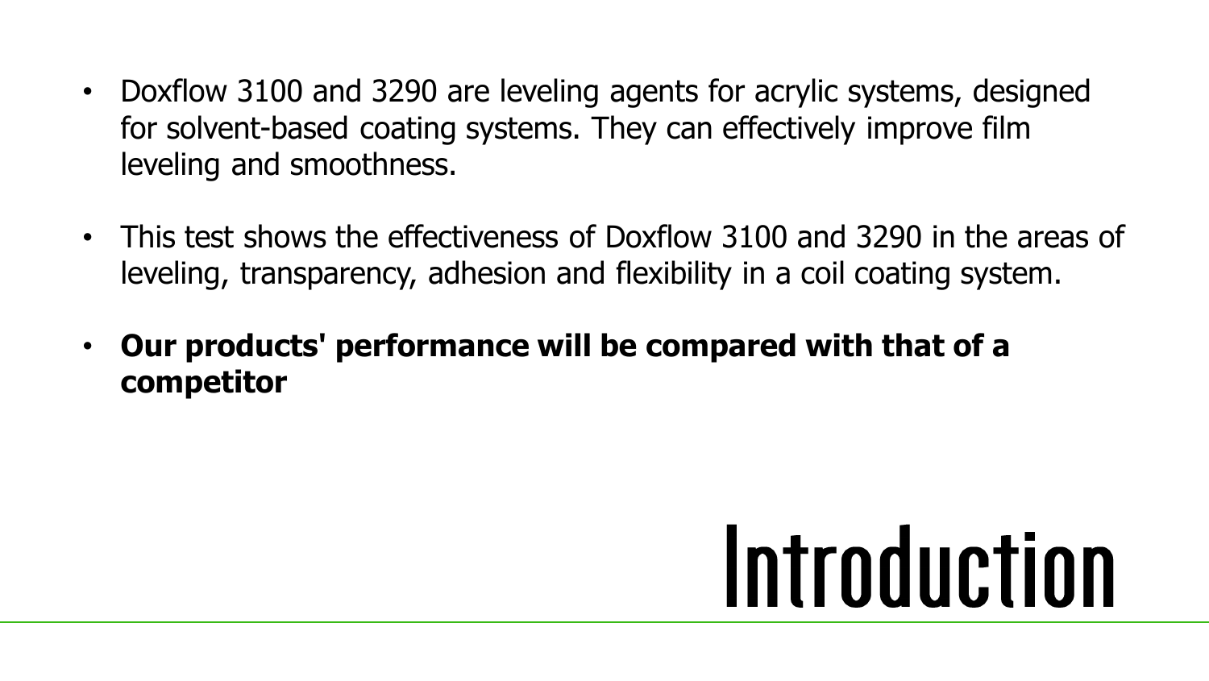# Introduction

- Doxflow 3100 and 3290 are leveling agents for acrylic systems, designed for solvent-based coating systems. They can effectively improve film leveling and smoothness.
- This test shows the effectiveness of Doxflow 3100 and 3290 in the areas of leveling, transparency, adhesion and flexibility in a coil coating system.
- **Our products' performance will be compared with that of a competitor**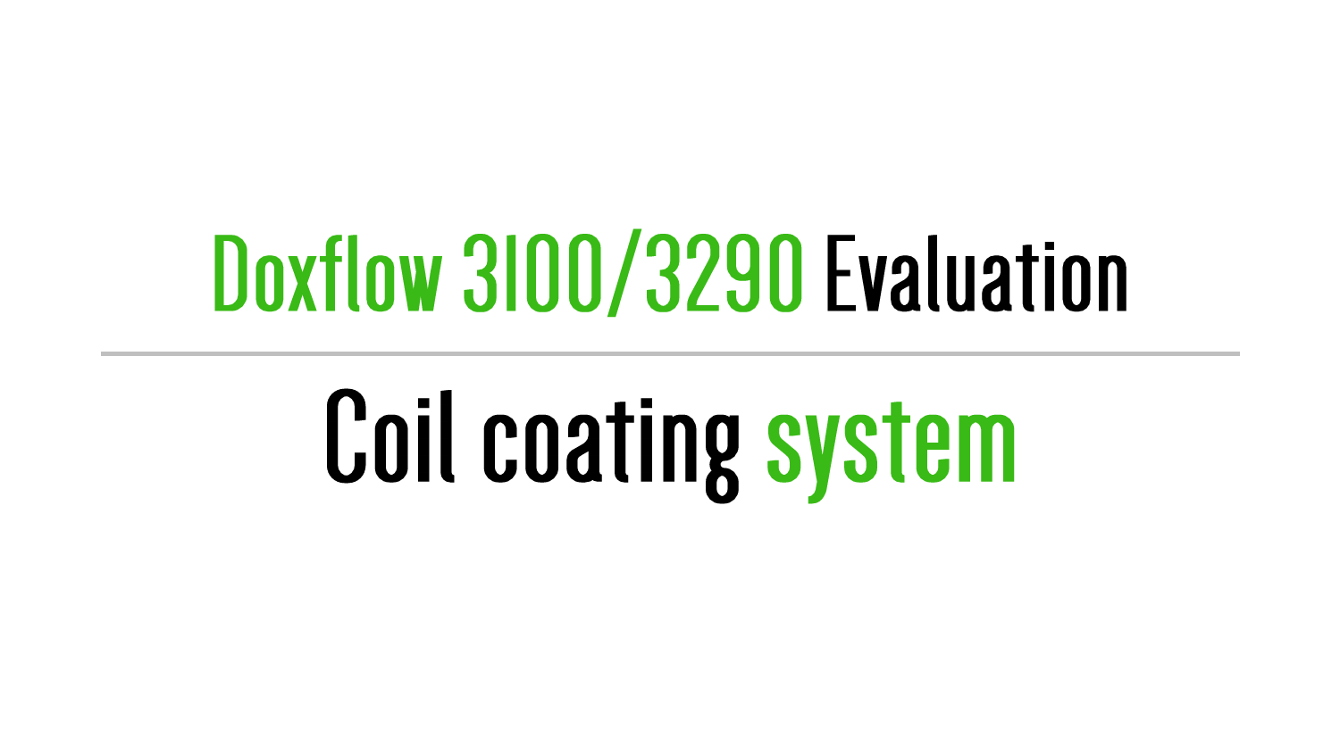# Doxflow 3100/3290 Evaluation

---

## Coil coating system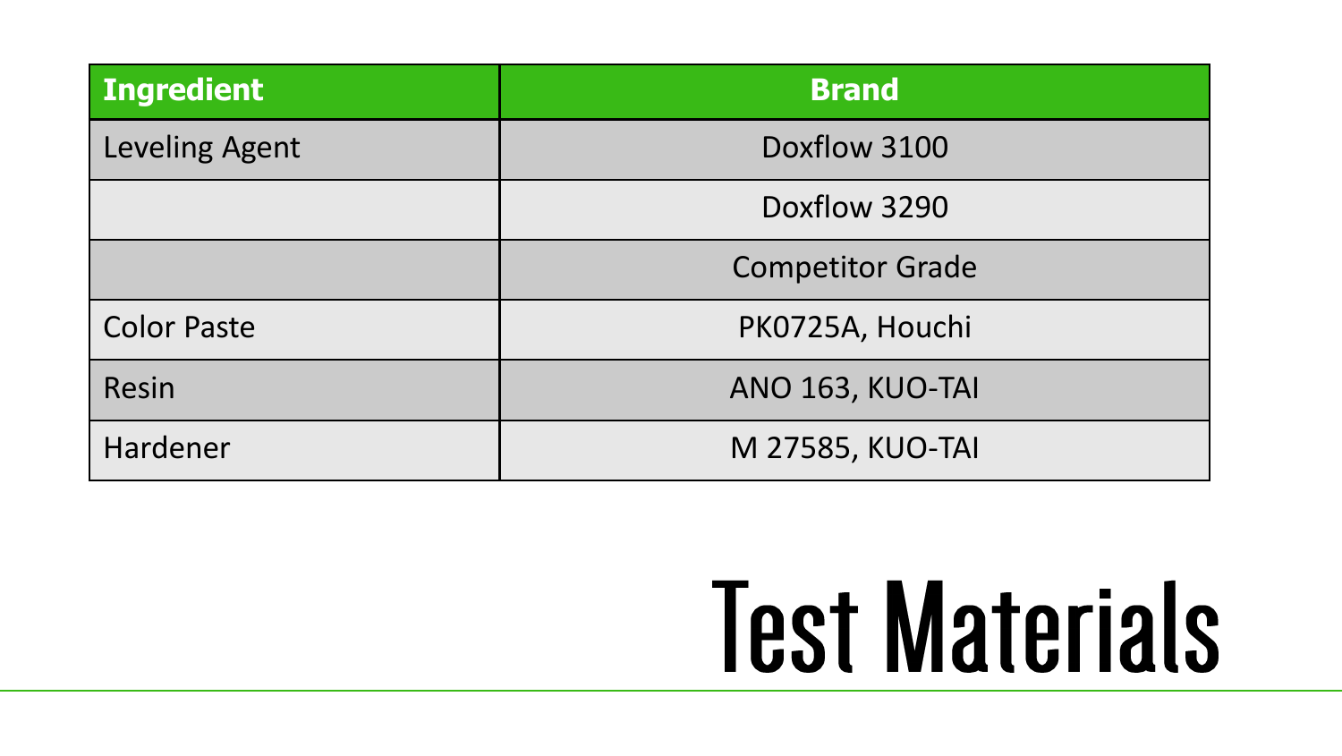# Test Materials

| Ingredient | Brand |
| --- | --- |
| Leveling Agent | Doxflow 3100 |
| | Doxflow 3290 |
| | Competitor Grade |
| Color Paste | PK0725A, Houchi |
| Resin | ANO 163, KUO-TAI |
| Hardener | M 27585, KUO-TAI |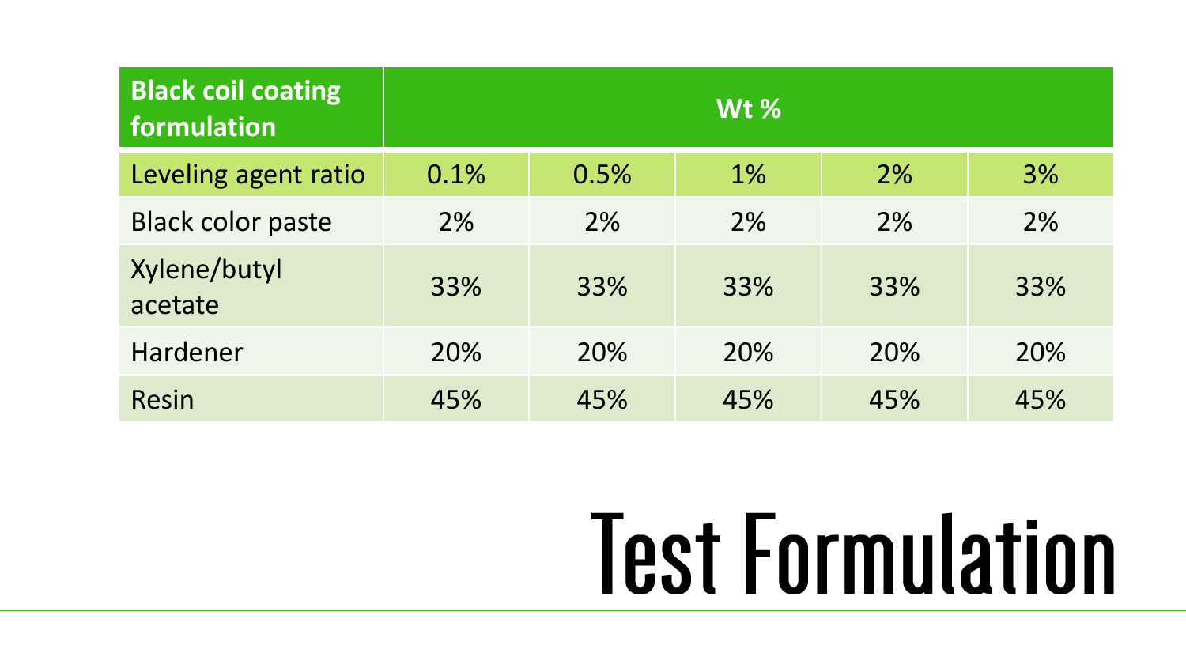# Test Formulation

| Black coil coating formulation | Wt % | | | | |
|---|---|---|---|---|---|
| Leveling agent ratio | 0.1% | 0.5% | 1% | 2% | 3% |
| Black color paste | 2% | 2% | 2% | 2% | 2% |
| Xylene/butyl acetate | 33% | 33% | 33% | 33% | 33% |
| Hardener | 20% | 20% | 20% | 20% | 20% |
| Resin | 45% | 45% | 45% | 45% | 45% |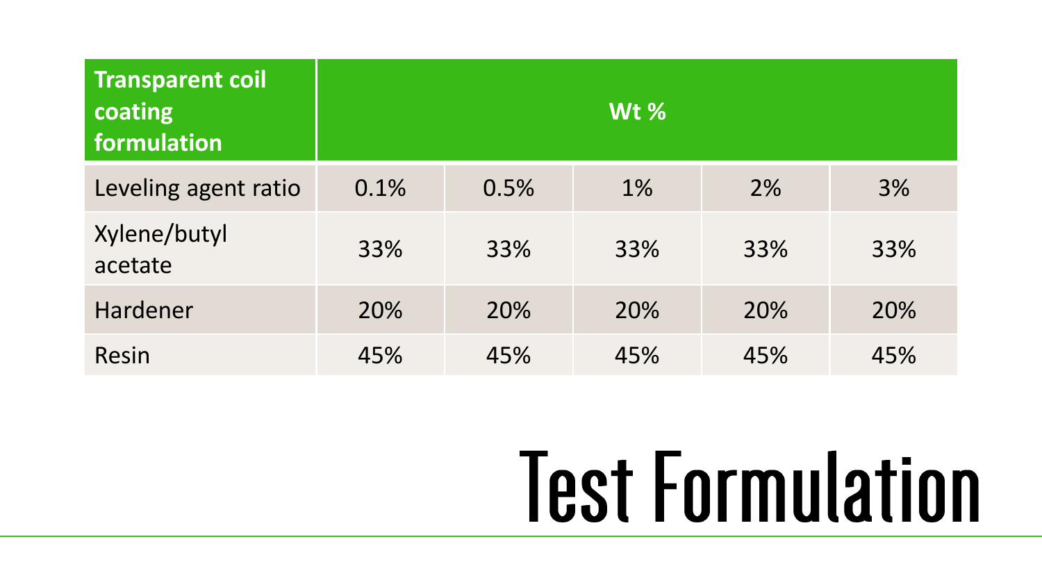# Test Formulation

| Transparent coil coating formulation | Wt % | | | | |
|---|---|---|---|---|---|
| Leveling agent ratio | 0.1% | 0.5% | 1% | 2% | 3% |
| Xylene/butyl acetate | 33% | 33% | 33% | 33% | 33% |
| Hardener | 20% | 20% | 20% | 20% | 20% |
| Resin | 45% | 45% | 45% | 45% | 45% |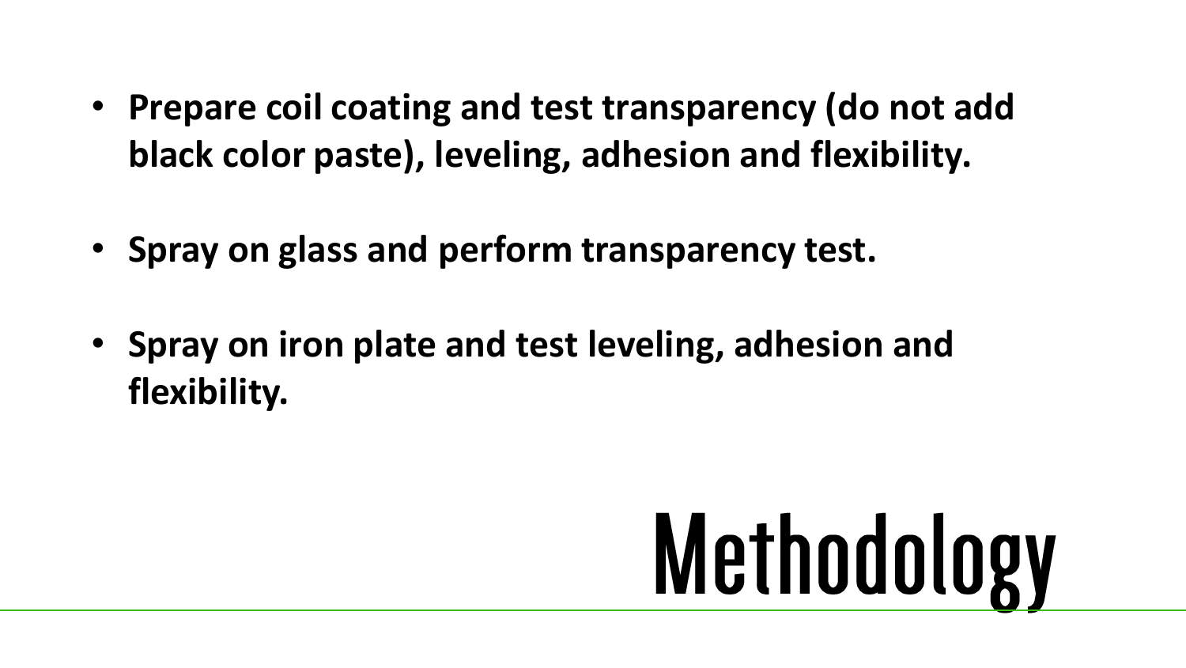- **Prepare coil coating and test transparency (do not add black color paste), leveling, adhesion and flexibility.**

- **Spray on glass and perform transparency test.**

- **Spray on iron plate and test leveling, adhesion and flexibility.**

# Methodology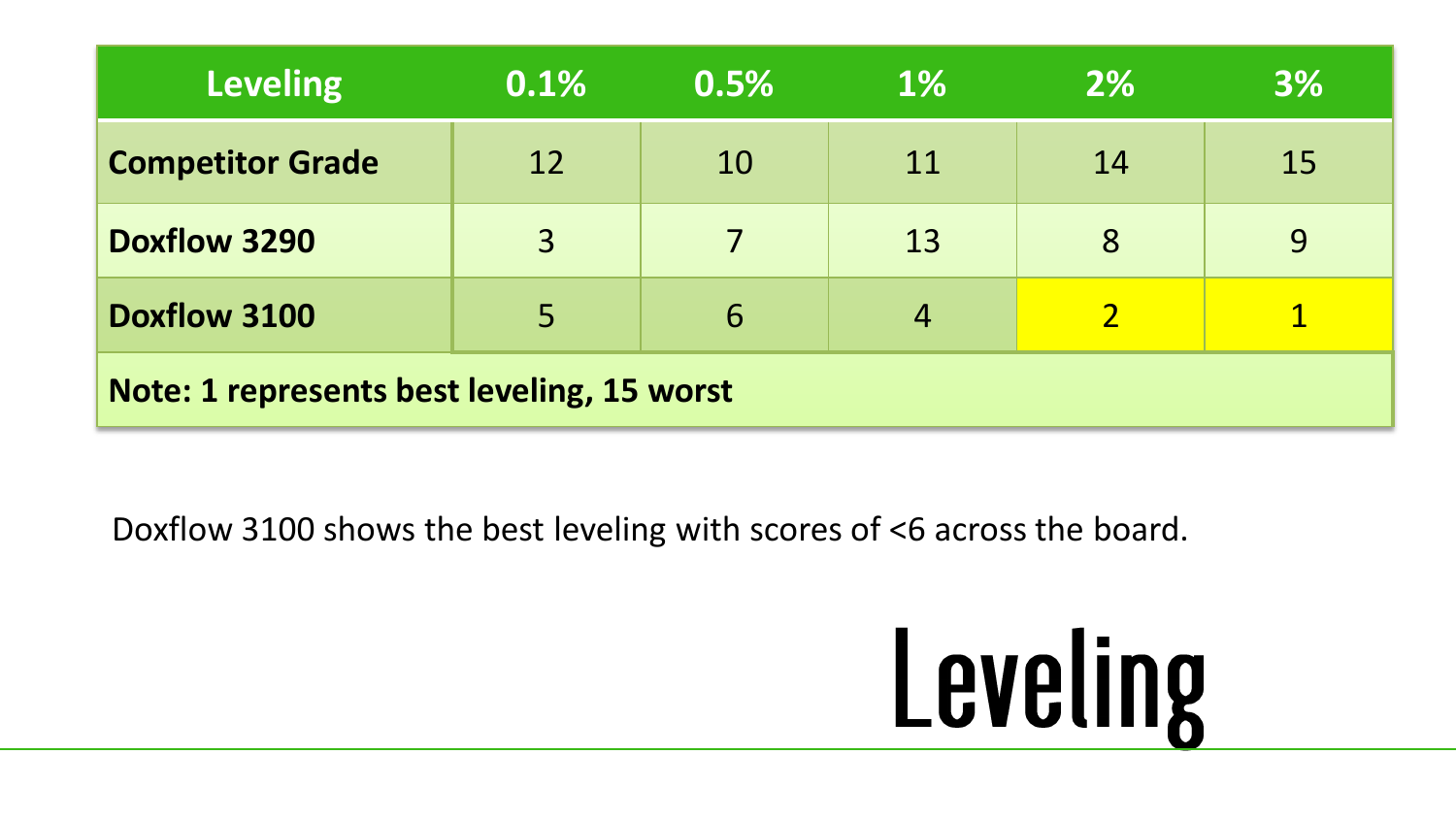| Leveling | 0.1% | 0.5% | 1% | 2% | 3% |
|---|---|---|---|---|---|
| **Competitor Grade** | 12 | 10 | 11 | 14 | 15 |
| **Doxflow 3290** | 3 | 7 | 13 | 8 | 9 |
| **Doxflow 3100** | 5 | 6 | 4 | 2 | 1 |
| **Note: 1 represents best leveling, 15 worst** | | | | | |

Doxflow 3100 shows the best leveling with scores of <6 across the board.

# Leveling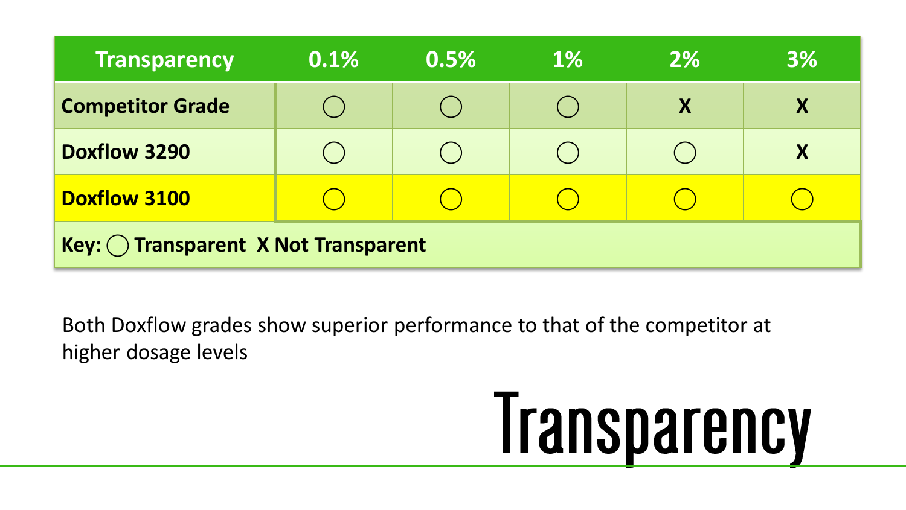# Transparency

| Transparency | 0.1% | 0.5% | 1% | 2% | 3% |
|---|---|---|---|---|---|
| **Competitor Grade** | ◯ | ◯ | ◯ | X | X |
| **Doxflow 3290** | ◯ | ◯ | ◯ | ◯ | X |
| **Doxflow 3100** | ◯ | ◯ | ◯ | ◯ | ◯ |

**Key: ◯ Transparent  X Not Transparent**

Both Doxflow grades show superior performance to that of the competitor at higher dosage levels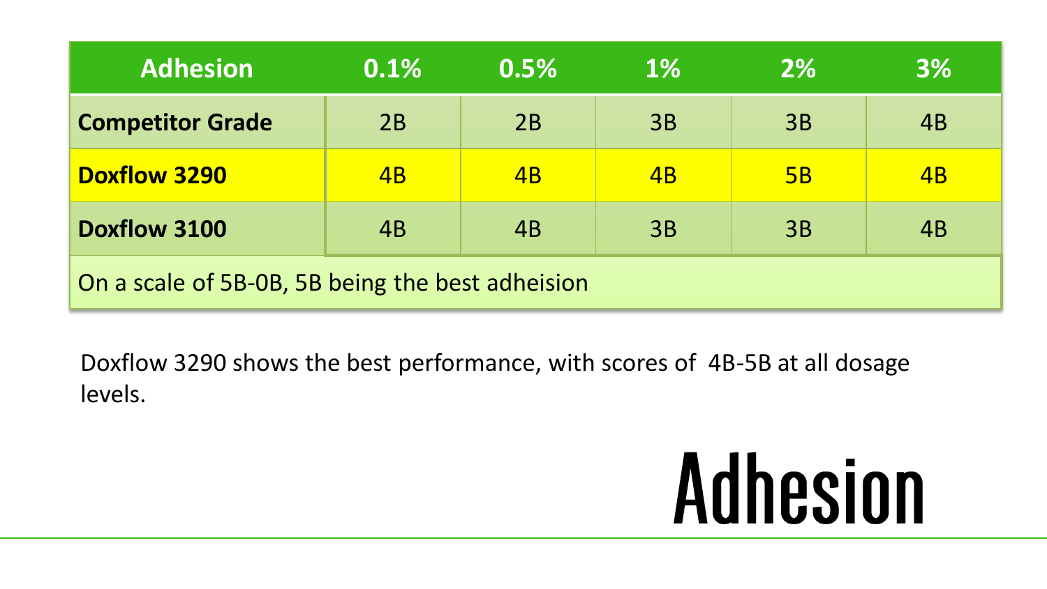# Adhesion

| Adhesion | 0.1% | 0.5% | 1% | 2% | 3% |
|---|---|---|---|---|---|
| **Competitor Grade** | 2B | 2B | 3B | 3B | 4B |
| **Doxflow 3290** | 4B | 4B | 4B | 5B | 4B |
| **Doxflow 3100** | 4B | 4B | 3B | 3B | 4B |
| On a scale of 5B-0B, 5B being the best adheision | | | | | |

Doxflow 3290 shows the best performance, with scores of 4B-5B at all dosage levels.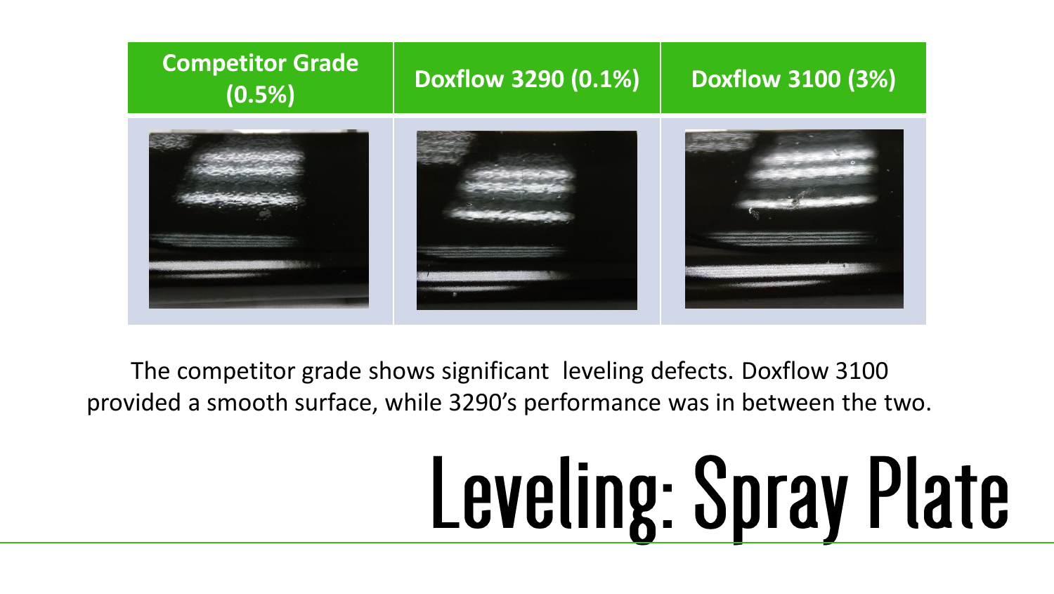# Leveling: Spray Plate

| Competitor Grade (0.5%) | Doxflow 3290 (0.1%) | Doxflow 3100 (3%) |
|---|---|---|
| | | |

The competitor grade shows significant leveling defects. Doxflow 3100 provided a smooth surface, while 3290's performance was in between the two.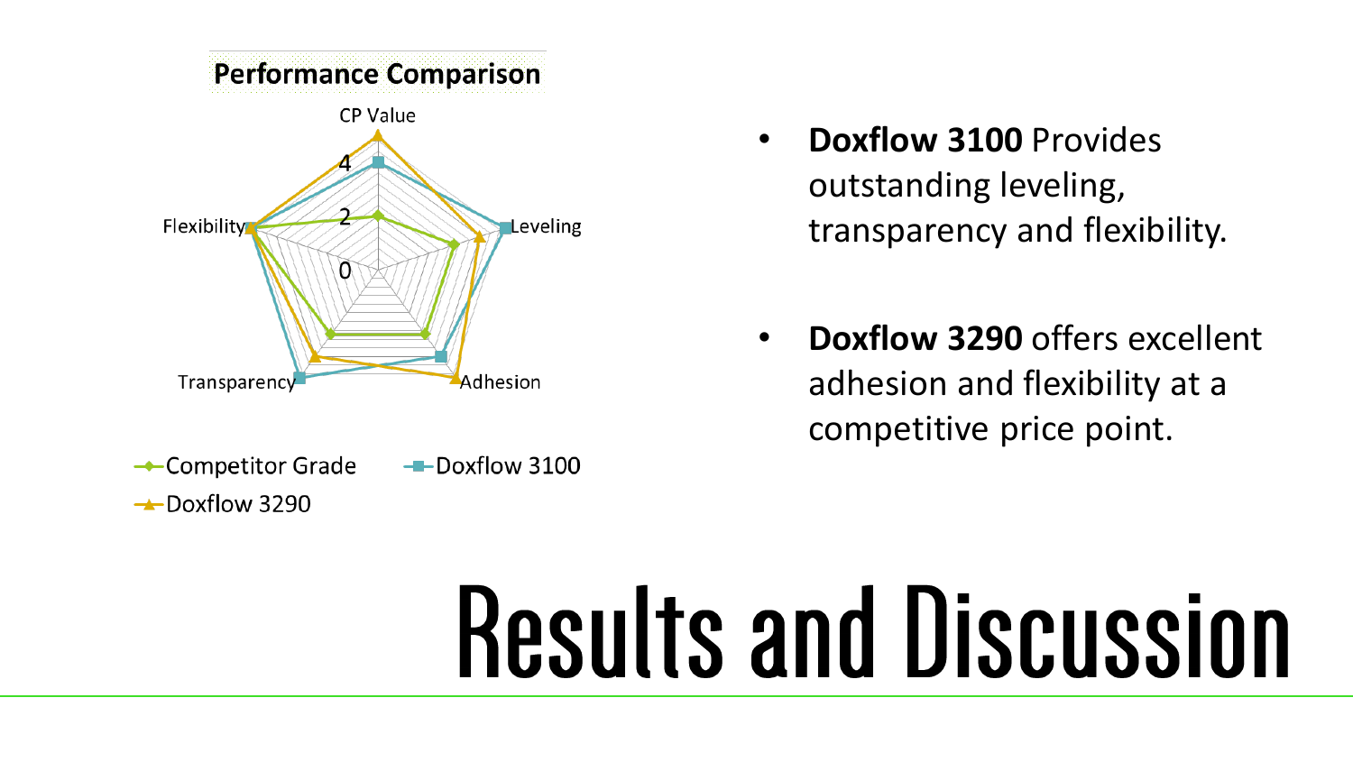# Results and Discussion

Performance Comparison

CP Value

Leveling

Adhesion

Transparency

Flexibility

4

2

0

Competitor Grade

Doxflow 3100

Doxflow 3290

- **Doxflow 3100** Provides outstanding leveling, transparency and flexibility.
- **Doxflow 3290** offers excellent adhesion and flexibility at a competitive price point.